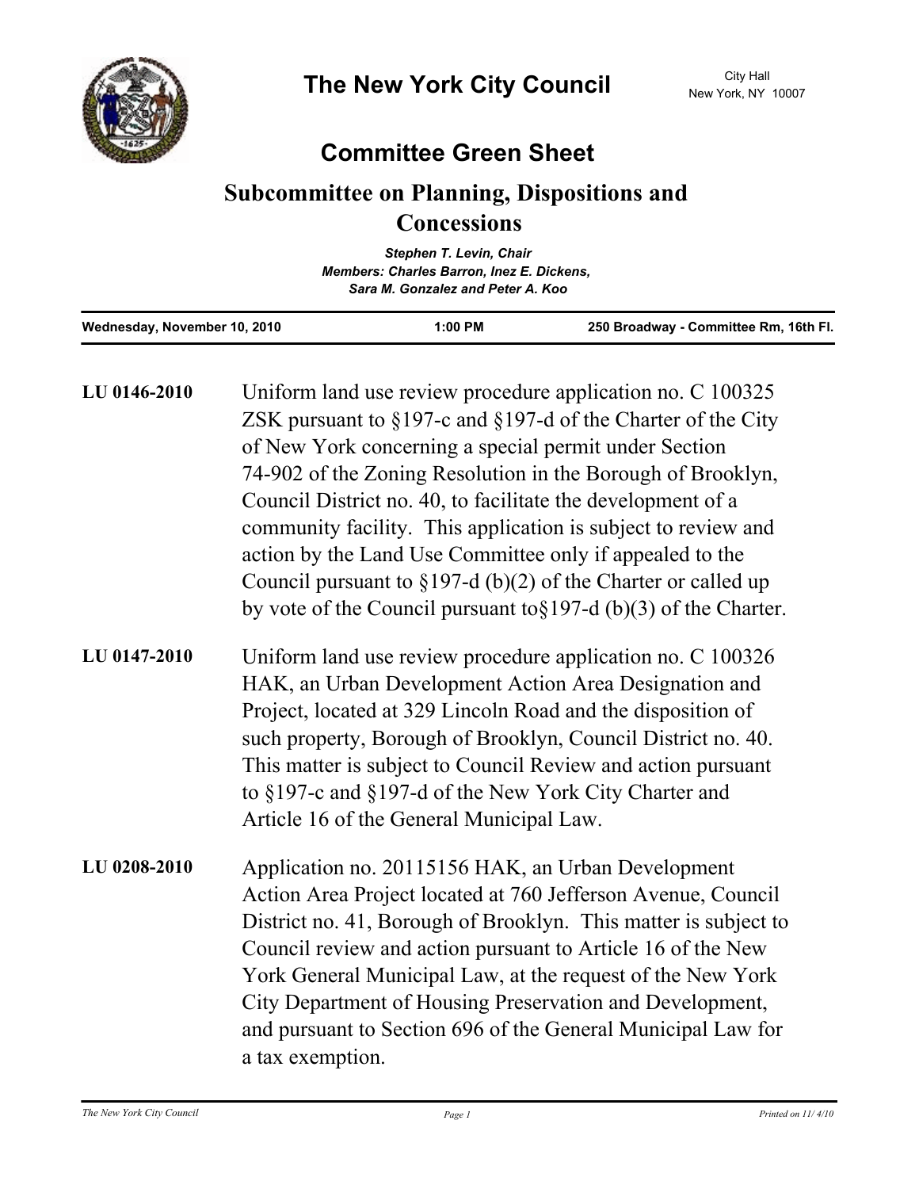# The New York City Council

City Hall
New York, NY 10007

## Committee Green Sheet

## Subcommittee on Planning, Dispositions and Concessions

*Stephen T. Levin, Chair*
*Members: Charles Barron, Inez E. Dickens, Sara M. Gonzalez and Peter A. Koo*

**Wednesday, November 10, 2010** | **1:00 PM** | **250 Broadway - Committee Rm, 16th Fl.**

---

**LU 0146-2010** Uniform land use review procedure application no. C 100325 ZSK pursuant to §197-c and §197-d of the Charter of the City of New York concerning a special permit under Section 74-902 of the Zoning Resolution in the Borough of Brooklyn, Council District no. 40, to facilitate the development of a community facility. This application is subject to review and action by the Land Use Committee only if appealed to the Council pursuant to §197-d (b)(2) of the Charter or called up by vote of the Council pursuant to§197-d (b)(3) of the Charter.

**LU 0147-2010** Uniform land use review procedure application no. C 100326 HAK, an Urban Development Action Area Designation and Project, located at 329 Lincoln Road and the disposition of such property, Borough of Brooklyn, Council District no. 40. This matter is subject to Council Review and action pursuant to §197-c and §197-d of the New York City Charter and Article 16 of the General Municipal Law.

**LU 0208-2010** Application no. 20115156 HAK, an Urban Development Action Area Project located at 760 Jefferson Avenue, Council District no. 41, Borough of Brooklyn. This matter is subject to Council review and action pursuant to Article 16 of the New York General Municipal Law, at the request of the New York City Department of Housing Preservation and Development, and pursuant to Section 696 of the General Municipal Law for a tax exemption.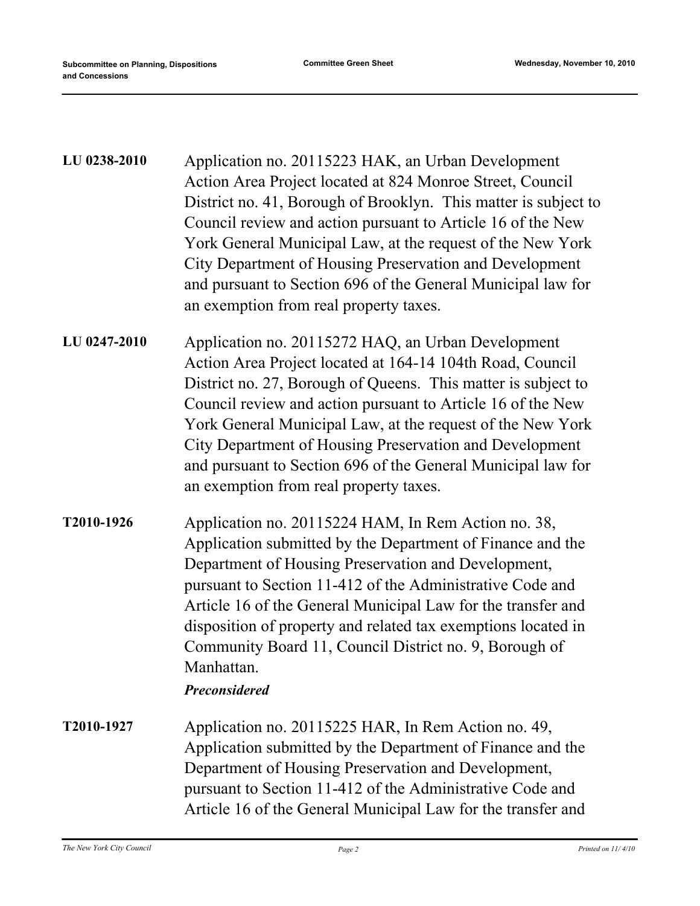**LU 0238-2010**

Application no. 20115223 HAK, an Urban Development Action Area Project located at 824 Monroe Street, Council District no. 41, Borough of Brooklyn. This matter is subject to Council review and action pursuant to Article 16 of the New York General Municipal Law, at the request of the New York City Department of Housing Preservation and Development and pursuant to Section 696 of the General Municipal law for an exemption from real property taxes.

**LU 0247-2010**

Application no. 20115272 HAQ, an Urban Development Action Area Project located at 164-14 104th Road, Council District no. 27, Borough of Queens. This matter is subject to Council review and action pursuant to Article 16 of the New York General Municipal Law, at the request of the New York City Department of Housing Preservation and Development and pursuant to Section 696 of the General Municipal law for an exemption from real property taxes.

**T2010-1926**

Application no. 20115224 HAM, In Rem Action no. 38, Application submitted by the Department of Finance and the Department of Housing Preservation and Development, pursuant to Section 11-412 of the Administrative Code and Article 16 of the General Municipal Law for the transfer and disposition of property and related tax exemptions located in Community Board 11, Council District no. 9, Borough of Manhattan.

***Preconsidered***

**T2010-1927**

Application no. 20115225 HAR, In Rem Action no. 49, Application submitted by the Department of Finance and the Department of Housing Preservation and Development, pursuant to Section 11-412 of the Administrative Code and Article 16 of the General Municipal Law for the transfer and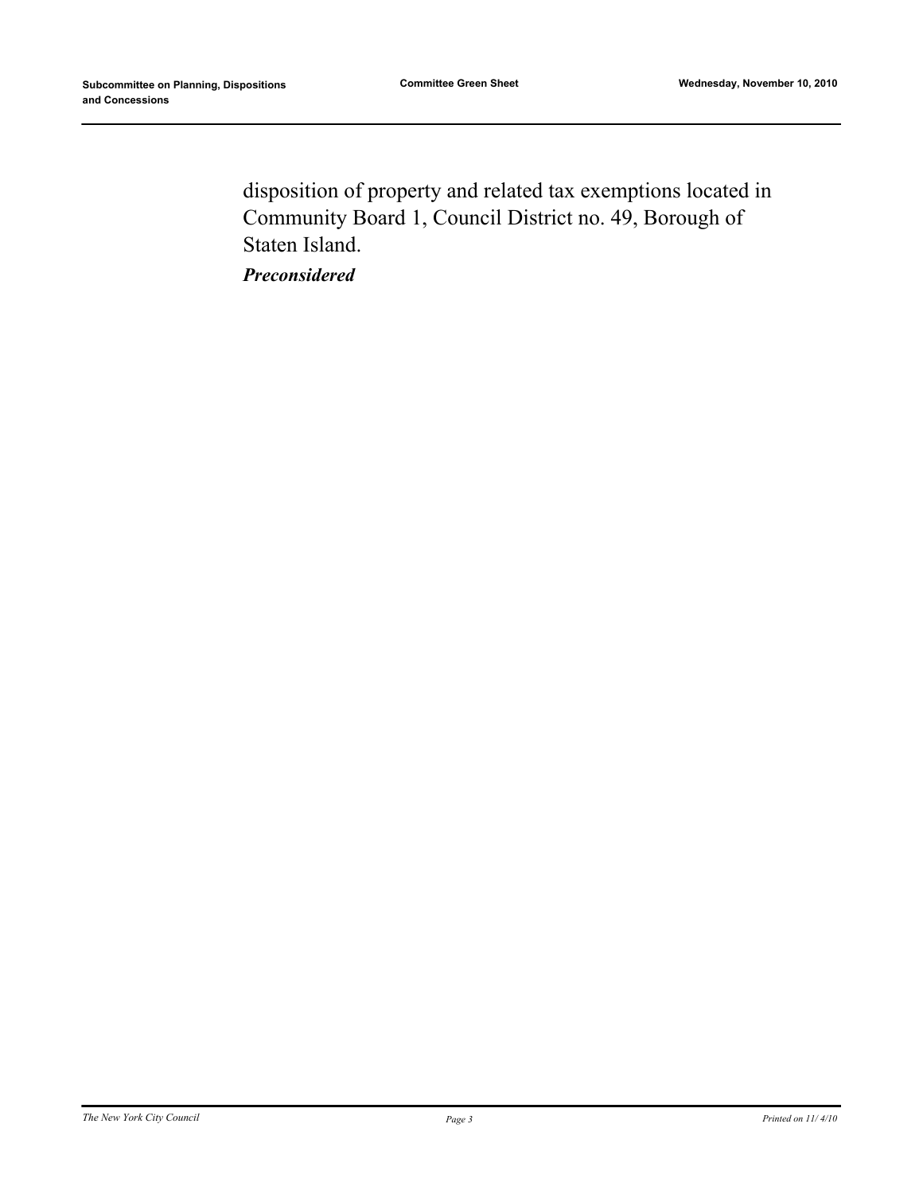disposition of property and related tax exemptions located in Community Board 1, Council District no. 49, Borough of Staten Island.

***Preconsidered***